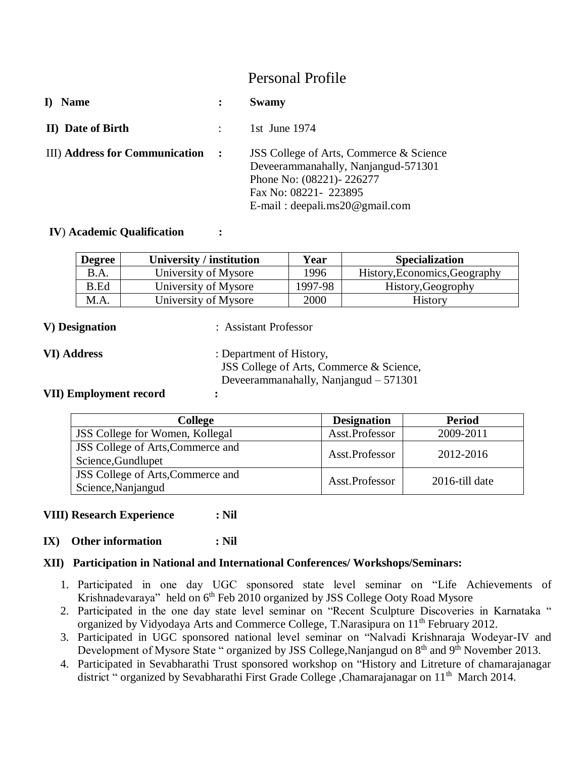# Personal Profile

**I) Name** : **Swamy**

**II) Date of Birth** : 1st June 1974

III) **Address for Communication** :
JSS College of Arts, Commerce & Science
Deveerammanahally, Nanjangud-571301
Phone No: (08221)- 226277
Fax No: 08221- 223895
E-mail : deepali.ms20@gmail.com

**IV**) **Academic Qualification** :

| Degree | University / institution | Year | Specialization |
|---|---|---|---|
| B.A. | University of Mysore | 1996 | History,Economics,Geography |
| B.Ed | University of Mysore | 1997-98 | History,Geogrophy |
| M.A. | University of Mysore | 2000 | History |

**V) Designation** : Assistant Professor

**VI) Address** : Department of History,
JSS College of Arts, Commerce & Science,
Deveerammanahally, Nanjangud – 571301

**VII) Employment record** :

| College | Designation | Period |
|---|---|---|
| JSS College for Women, Kollegal | Asst.Professor | 2009-2011 |
| JSS College of Arts,Commerce and Science,Gundlupet | Asst.Professor | 2012-2016 |
| JSS College of Arts,Commerce and Science,Nanjangud | Asst.Professor | 2016-till date |

**VIII) Research Experience : Nil**

**IX) Other information : Nil**

**XII) Participation in National and International Conferences/ Workshops/Seminars:**

1. Participated in one day UGC sponsored state level seminar on "Life Achievements of Krishnadevaraya" held on 6th Feb 2010 organized by JSS College Ooty Road Mysore
2. Participated in the one day state level seminar on "Recent Sculpture Discoveries in Karnataka " organized by Vidyodaya Arts and Commerce College, T.Narasipura on 11th February 2012.
3. Participated in UGC sponsored national level seminar on "Nalvadi Krishnaraja Wodeyar-IV and Development of Mysore State " organized by JSS College,Nanjangud on 8th and 9th November 2013.
4. Participated in Sevabharathi Trust sponsored workshop on "History and Litreture of chamarajanagar district " organized by Sevabharathi First Grade College ,Chamarajanagar on 11th March 2014.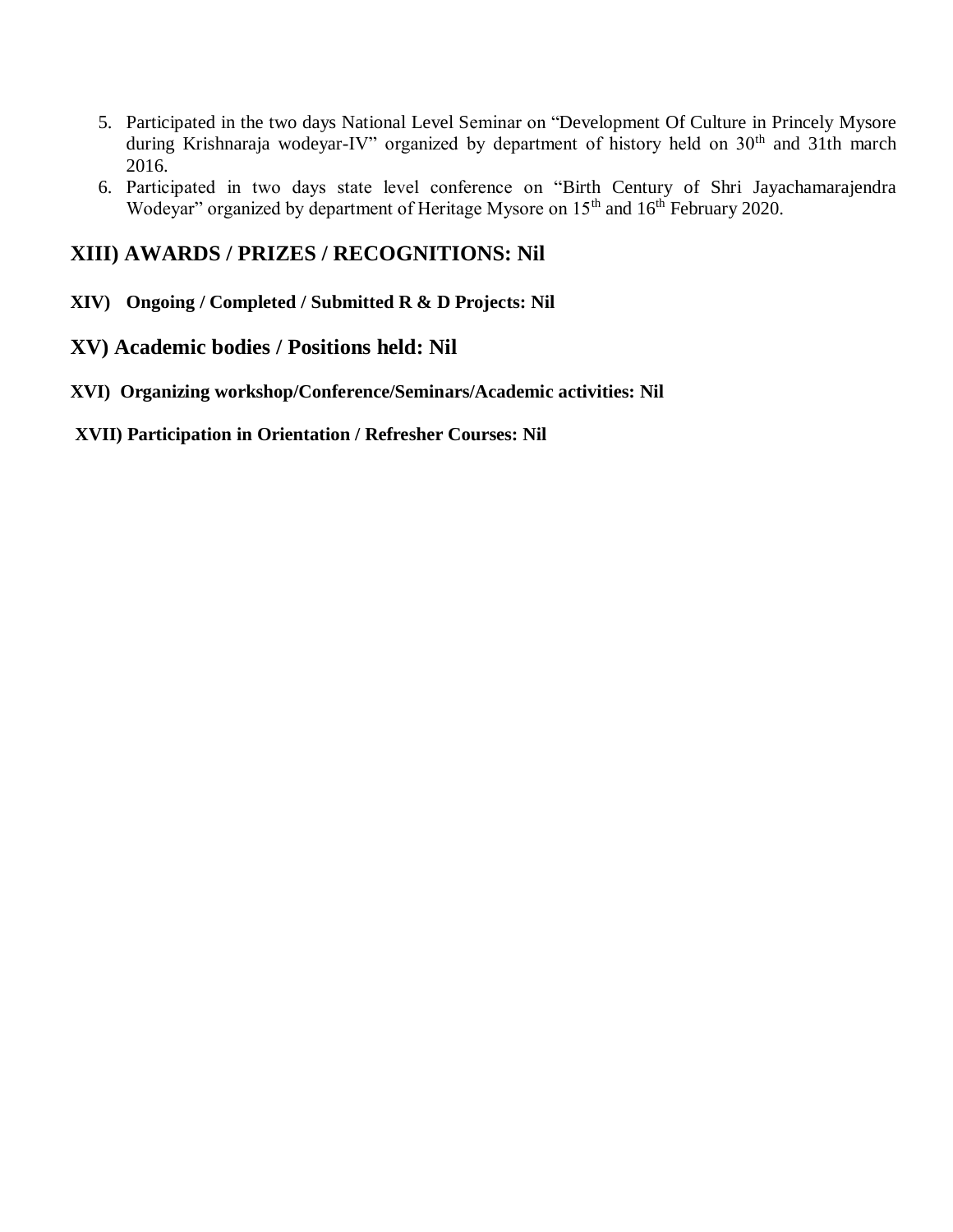5. Participated in the two days National Level Seminar on "Development Of Culture in Princely Mysore during Krishnaraja wodeyar-IV" organized by department of history held on 30th and 31th march 2016.
6. Participated in two days state level conference on "Birth Century of Shri Jayachamarajendra Wodeyar" organized by department of Heritage Mysore on 15th and 16th February 2020.

## XIII) AWARDS / PRIZES / RECOGNITIONS: Nil

**XIV) Ongoing / Completed / Submitted R & D Projects: Nil**

## XV) Academic bodies / Positions held: Nil

**XVI) Organizing workshop/Conference/Seminars/Academic activities: Nil**

**XVII) Participation in Orientation / Refresher Courses: Nil**